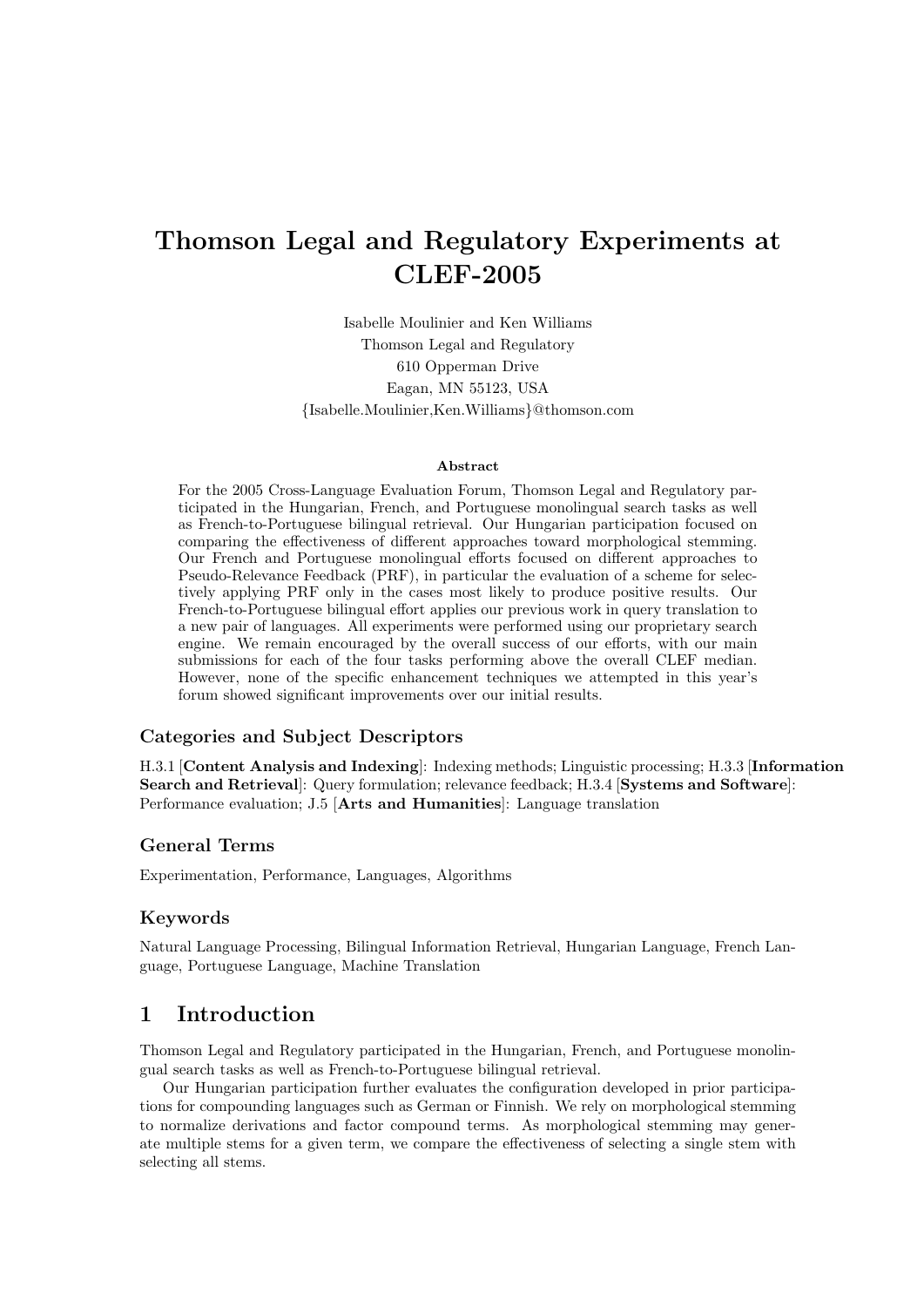# Thomson Legal and Regulatory Experiments at CLEF-2005

Isabelle Moulinier and Ken Williams
Thomson Legal and Regulatory
610 Opperman Drive
Eagan, MN 55123, USA
{Isabelle.Moulinier,Ken.Williams}@thomson.com

### Abstract

For the 2005 Cross-Language Evaluation Forum, Thomson Legal and Regulatory participated in the Hungarian, French, and Portuguese monolingual search tasks as well as French-to-Portuguese bilingual retrieval. Our Hungarian participation focused on comparing the effectiveness of different approaches toward morphological stemming. Our French and Portuguese monolingual efforts focused on different approaches to Pseudo-Relevance Feedback (PRF), in particular the evaluation of a scheme for selectively applying PRF only in the cases most likely to produce positive results. Our French-to-Portuguese bilingual effort applies our previous work in query translation to a new pair of languages. All experiments were performed using our proprietary search engine. We remain encouraged by the overall success of our efforts, with our main submissions for each of the four tasks performing above the overall CLEF median. However, none of the specific enhancement techniques we attempted in this year's forum showed significant improvements over our initial results.

### Categories and Subject Descriptors

H.3.1 [**Content Analysis and Indexing**]: Indexing methods; Linguistic processing; H.3.3 [**Information Search and Retrieval**]: Query formulation; relevance feedback; H.3.4 [**Systems and Software**]: Performance evaluation; J.5 [**Arts and Humanities**]: Language translation

### General Terms

Experimentation, Performance, Languages, Algorithms

### Keywords

Natural Language Processing, Bilingual Information Retrieval, Hungarian Language, French Language, Portuguese Language, Machine Translation

## 1 Introduction

Thomson Legal and Regulatory participated in the Hungarian, French, and Portuguese monolingual search tasks as well as French-to-Portuguese bilingual retrieval.

Our Hungarian participation further evaluates the configuration developed in prior participations for compounding languages such as German or Finnish. We rely on morphological stemming to normalize derivations and factor compound terms. As morphological stemming may generate multiple stems for a given term, we compare the effectiveness of selecting a single stem with selecting all stems.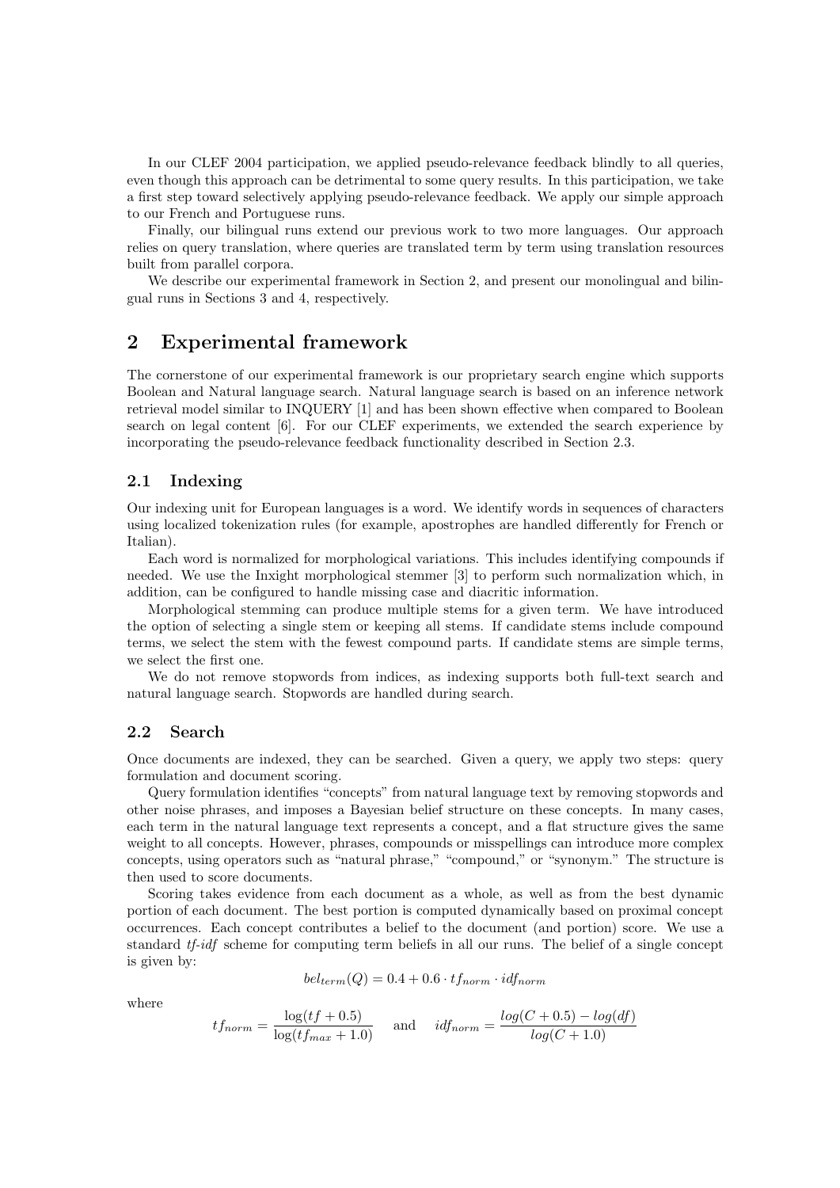In our CLEF 2004 participation, we applied pseudo-relevance feedback blindly to all queries, even though this approach can be detrimental to some query results. In this participation, we take a first step toward selectively applying pseudo-relevance feedback. We apply our simple approach to our French and Portuguese runs.

Finally, our bilingual runs extend our previous work to two more languages. Our approach relies on query translation, where queries are translated term by term using translation resources built from parallel corpora.

We describe our experimental framework in Section 2, and present our monolingual and bilingual runs in Sections 3 and 4, respectively.

## 2 Experimental framework

The cornerstone of our experimental framework is our proprietary search engine which supports Boolean and Natural language search. Natural language search is based on an inference network retrieval model similar to INQUERY [1] and has been shown effective when compared to Boolean search on legal content [6]. For our CLEF experiments, we extended the search experience by incorporating the pseudo-relevance feedback functionality described in Section 2.3.

### 2.1 Indexing

Our indexing unit for European languages is a word. We identify words in sequences of characters using localized tokenization rules (for example, apostrophes are handled differently for French or Italian).

Each word is normalized for morphological variations. This includes identifying compounds if needed. We use the Inxight morphological stemmer [3] to perform such normalization which, in addition, can be configured to handle missing case and diacritic information.

Morphological stemming can produce multiple stems for a given term. We have introduced the option of selecting a single stem or keeping all stems. If candidate stems include compound terms, we select the stem with the fewest compound parts. If candidate stems are simple terms, we select the first one.

We do not remove stopwords from indices, as indexing supports both full-text search and natural language search. Stopwords are handled during search.

### 2.2 Search

Once documents are indexed, they can be searched. Given a query, we apply two steps: query formulation and document scoring.

Query formulation identifies "concepts" from natural language text by removing stopwords and other noise phrases, and imposes a Bayesian belief structure on these concepts. In many cases, each term in the natural language text represents a concept, and a flat structure gives the same weight to all concepts. However, phrases, compounds or misspellings can introduce more complex concepts, using operators such as "natural phrase," "compound," or "synonym." The structure is then used to score documents.

Scoring takes evidence from each document as a whole, as well as from the best dynamic portion of each document. The best portion is computed dynamically based on proximal concept occurrences. Each concept contributes a belief to the document (and portion) score. We use a standard *tf-idf* scheme for computing term beliefs in all our runs. The belief of a single concept is given by:

$$bel_{term}(Q) = 0.4 + 0.6 \cdot tf_{norm} \cdot idf_{norm}$$

where

$$tf_{norm} = \frac{\log(tf + 0.5)}{\log(tf_{max} + 1.0)} \quad \text{and} \quad idf_{norm} = \frac{log(C + 0.5) - log(df)}{log(C + 1.0)}$$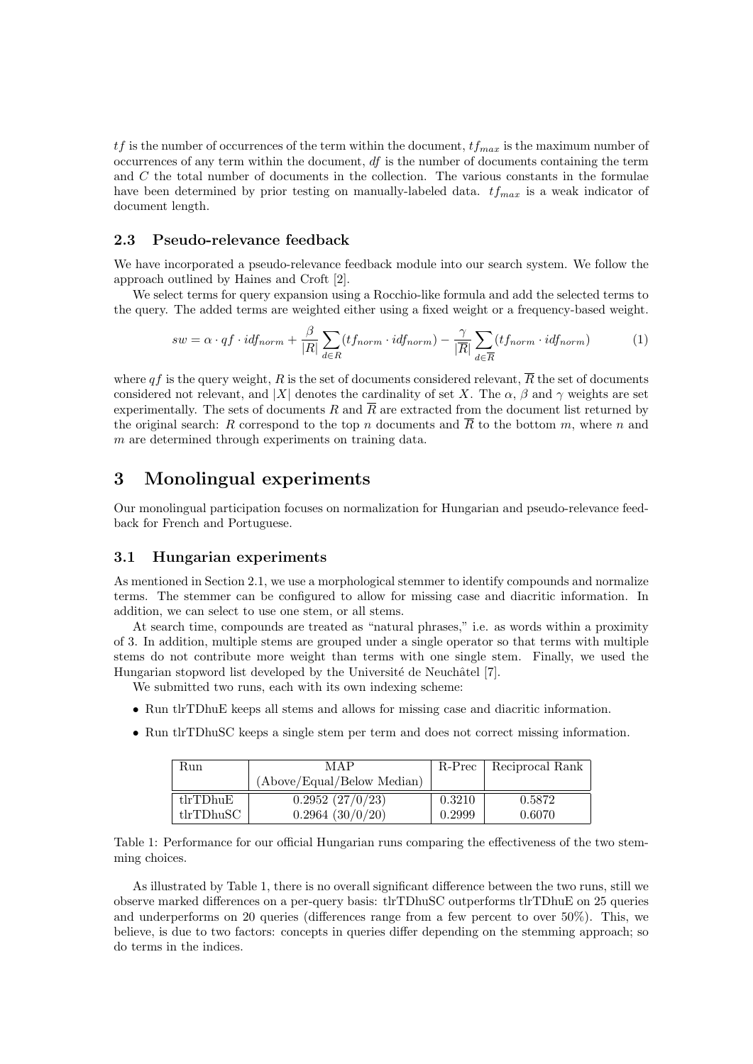$tf$ is the number of occurrences of the term within the document, $tf_{max}$ is the maximum number of occurrences of any term within the document, $df$ is the number of documents containing the term and $C$ the total number of documents in the collection. The various constants in the formulae have been determined by prior testing on manually-labeled data. $tf_{max}$ is a weak indicator of document length.

### 2.3 Pseudo-relevance feedback

We have incorporated a pseudo-relevance feedback module into our search system. We follow the approach outlined by Haines and Croft [2].

We select terms for query expansion using a Rocchio-like formula and add the selected terms to the query. The added terms are weighted either using a fixed weight or a frequency-based weight.

$$sw = \alpha \cdot qf \cdot idf_{norm} + \frac{\beta}{|R|} \sum_{d \in R} (tf_{norm} \cdot idf_{norm}) - \frac{\gamma}{|\overline{R}|} \sum_{d \in \overline{R}} (tf_{norm} \cdot idf_{norm}) \tag{1}$$

where $qf$ is the query weight, $R$ is the set of documents considered relevant, $\overline{R}$ the set of documents considered not relevant, and $|X|$ denotes the cardinality of set $X$. The $\alpha$, $\beta$ and $\gamma$ weights are set experimentally. The sets of documents $R$ and $\overline{R}$ are extracted from the document list returned by the original search: $R$ correspond to the top $n$ documents and $\overline{R}$ to the bottom $m$, where $n$ and $m$ are determined through experiments on training data.

## 3 Monolingual experiments

Our monolingual participation focuses on normalization for Hungarian and pseudo-relevance feedback for French and Portuguese.

### 3.1 Hungarian experiments

As mentioned in Section 2.1, we use a morphological stemmer to identify compounds and normalize terms. The stemmer can be configured to allow for missing case and diacritic information. In addition, we can select to use one stem, or all stems.

At search time, compounds are treated as "natural phrases," i.e. as words within a proximity of 3. In addition, multiple stems are grouped under a single operator so that terms with multiple stems do not contribute more weight than terms with one single stem. Finally, we used the Hungarian stopword list developed by the Université de Neuchâtel [7].

We submitted two runs, each with its own indexing scheme:

- Run tlrTDhuE keeps all stems and allows for missing case and diacritic information.
- Run tlrTDhuSC keeps a single stem per term and does not correct missing information.

| Run | MAP (Above/Equal/Below Median) | R-Prec | Reciprocal Rank |
|---|---|---|---|
| tlrTDhuE | 0.2952 (27/0/23) | 0.3210 | 0.5872 |
| tlrTDhuSC | 0.2964 (30/0/20) | 0.2999 | 0.6070 |

Table 1: Performance for our official Hungarian runs comparing the effectiveness of the two stemming choices.

As illustrated by Table 1, there is no overall significant difference between the two runs, still we observe marked differences on a per-query basis: tlrTDhuSC outperforms tlrTDhuE on 25 queries and underperforms on 20 queries (differences range from a few percent to over 50%). This, we believe, is due to two factors: concepts in queries differ depending on the stemming approach; so do terms in the indices.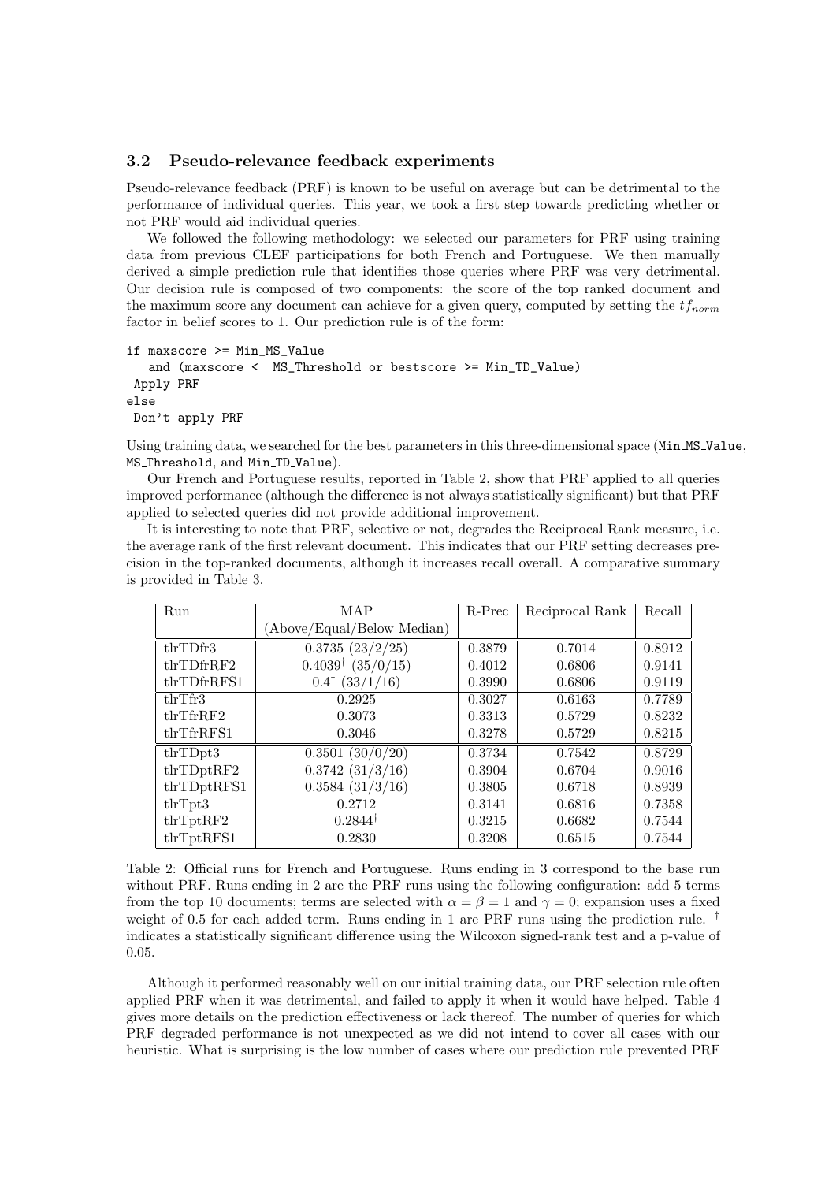### 3.2 Pseudo-relevance feedback experiments

Pseudo-relevance feedback (PRF) is known to be useful on average but can be detrimental to the performance of individual queries. This year, we took a first step towards predicting whether or not PRF would aid individual queries.

We followed the following methodology: we selected our parameters for PRF using training data from previous CLEF participations for both French and Portuguese. We then manually derived a simple prediction rule that identifies those queries where PRF was very detrimental. Our decision rule is composed of two components: the score of the top ranked document and the maximum score any document can achieve for a given query, computed by setting the $tf_{norm}$ factor in belief scores to 1. Our prediction rule is of the form:

```
if maxscore >= Min_MS_Value
   and (maxscore <  MS_Threshold or bestscore >= Min_TD_Value)
 Apply PRF
else
 Don't apply PRF
```

Using training data, we searched for the best parameters in this three-dimensional space (`Min_MS_Value`, `MS_Threshold`, and `Min_TD_Value`).

Our French and Portuguese results, reported in Table 2, show that PRF applied to all queries improved performance (although the difference is not always statistically significant) but that PRF applied to selected queries did not provide additional improvement.

It is interesting to note that PRF, selective or not, degrades the Reciprocal Rank measure, i.e. the average rank of the first relevant document. This indicates that our PRF setting decreases precision in the top-ranked documents, although it increases recall overall. A comparative summary is provided in Table 3.

| Run | MAP (Above/Equal/Below Median) | R-Prec | Reciprocal Rank | Recall |
|---|---|---|---|---|
| tlrTDfr3 | 0.3735 (23/2/25) | 0.3879 | 0.7014 | 0.8912 |
| tlrTDfrRF2 | $0.4039^{\dagger}$ (35/0/15) | 0.4012 | 0.6806 | 0.9141 |
| tlrTDfrRFS1 | $0.4^{\dagger}$ (33/1/16) | 0.3990 | 0.6806 | 0.9119 |
| tlrTfr3 | 0.2925 | 0.3027 | 0.6163 | 0.7789 |
| tlrTfrRF2 | 0.3073 | 0.3313 | 0.5729 | 0.8232 |
| tlrTfrRFS1 | 0.3046 | 0.3278 | 0.5729 | 0.8215 |
| tlrTDpt3 | 0.3501 (30/0/20) | 0.3734 | 0.7542 | 0.8729 |
| tlrTDptRF2 | 0.3742 (31/3/16) | 0.3904 | 0.6704 | 0.9016 |
| tlrTDptRFS1 | 0.3584 (31/3/16) | 0.3805 | 0.6718 | 0.8939 |
| tlrTpt3 | 0.2712 | 0.3141 | 0.6816 | 0.7358 |
| tlrTptRF2 | $0.2844^{\dagger}$ | 0.3215 | 0.6682 | 0.7544 |
| tlrTptRFS1 | 0.2830 | 0.3208 | 0.6515 | 0.7544 |

Table 2: Official runs for French and Portuguese. Runs ending in 3 correspond to the base run without PRF. Runs ending in 2 are the PRF runs using the following configuration: add 5 terms from the top 10 documents; terms are selected with $\alpha = \beta = 1$ and $\gamma = 0$; expansion uses a fixed weight of 0.5 for each added term. Runs ending in 1 are PRF runs using the prediction rule. $^{\dagger}$ indicates a statistically significant difference using the Wilcoxon signed-rank test and a p-value of 0.05.

Although it performed reasonably well on our initial training data, our PRF selection rule often applied PRF when it was detrimental, and failed to apply it when it would have helped. Table 4 gives more details on the prediction effectiveness or lack thereof. The number of queries for which PRF degraded performance is not unexpected as we did not intend to cover all cases with our heuristic. What is surprising is the low number of cases where our prediction rule prevented PRF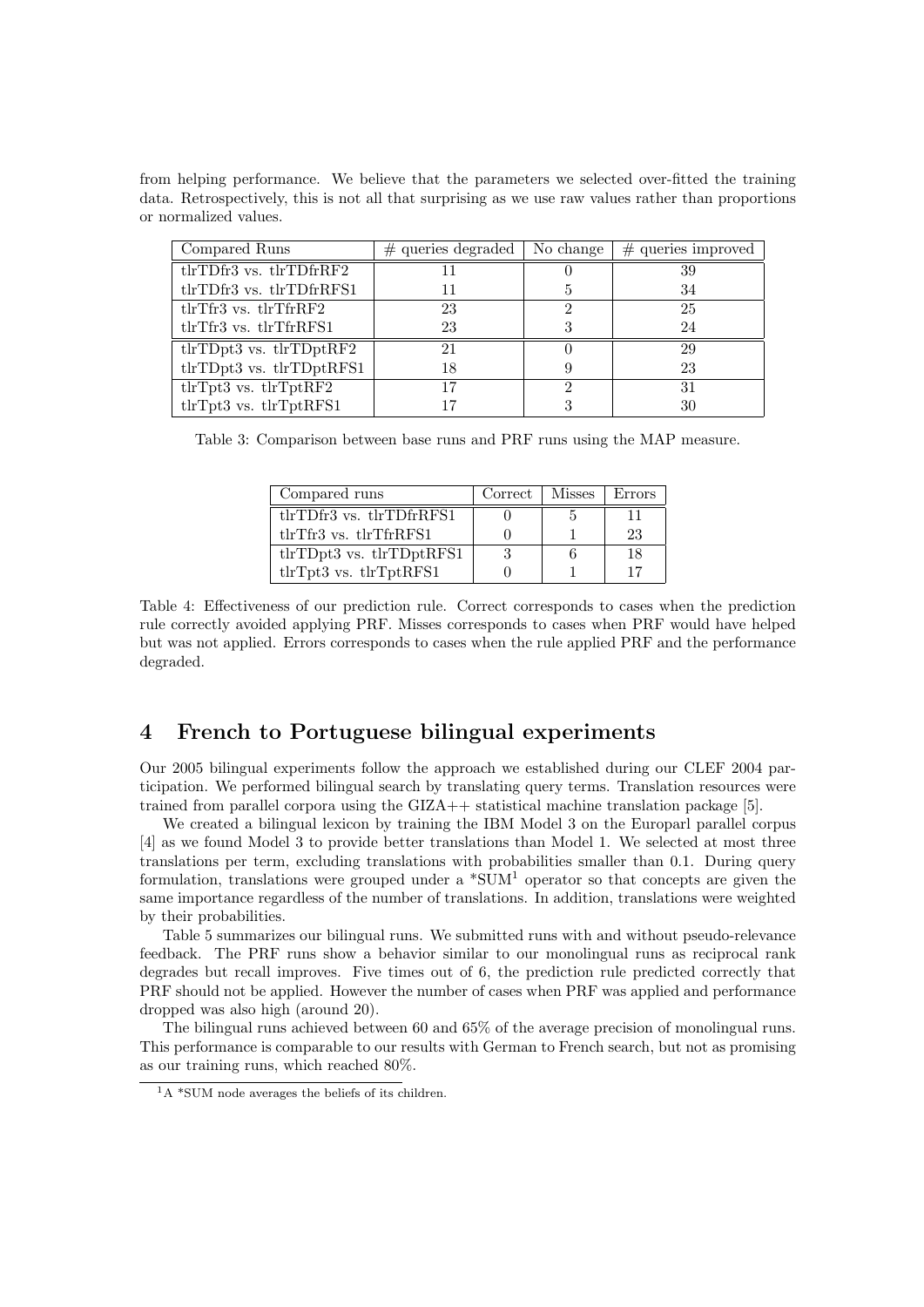from helping performance. We believe that the parameters we selected over-fitted the training data. Retrospectively, this is not all that surprising as we use raw values rather than proportions or normalized values.

| Compared Runs | # queries degraded | No change | # queries improved |
|---|---|---|---|
| tlrTDfr3 vs. tlrTDfrRF2 | 11 | 0 | 39 |
| tlrTDfr3 vs. tlrTDfrRFS1 | 11 | 5 | 34 |
| tlrTfr3 vs. tlrTfrRF2 | 23 | 2 | 25 |
| tlrTfr3 vs. tlrTfrRFS1 | 23 | 3 | 24 |
| tlrTDpt3 vs. tlrTDptRF2 | 21 | 0 | 29 |
| tlrTDpt3 vs. tlrTDptRFS1 | 18 | 9 | 23 |
| tlrTpt3 vs. tlrTptRF2 | 17 | 2 | 31 |
| tlrTpt3 vs. tlrTptRFS1 | 17 | 3 | 30 |

Table 3: Comparison between base runs and PRF runs using the MAP measure.

| Compared runs | Correct | Misses | Errors |
|---|---|---|---|
| tlrTDfr3 vs. tlrTDfrRFS1 | 0 | 5 | 11 |
| tlrTfr3 vs. tlrTfrRFS1 | 0 | 1 | 23 |
| tlrTDpt3 vs. tlrTDptRFS1 | 3 | 6 | 18 |
| tlrTpt3 vs. tlrTptRFS1 | 0 | 1 | 17 |

Table 4: Effectiveness of our prediction rule. Correct corresponds to cases when the prediction rule correctly avoided applying PRF. Misses corresponds to cases when PRF would have helped but was not applied. Errors corresponds to cases when the rule applied PRF and the performance degraded.

## 4 French to Portuguese bilingual experiments

Our 2005 bilingual experiments follow the approach we established during our CLEF 2004 participation. We performed bilingual search by translating query terms. Translation resources were trained from parallel corpora using the GIZA++ statistical machine translation package [5].

We created a bilingual lexicon by training the IBM Model 3 on the Europarl parallel corpus [4] as we found Model 3 to provide better translations than Model 1. We selected at most three translations per term, excluding translations with probabilities smaller than 0.1. During query formulation, translations were grouped under a *SUM[1] operator so that concepts are given the same importance regardless of the number of translations. In addition, translations were weighted by their probabilities.

Table 5 summarizes our bilingual runs. We submitted runs with and without pseudo-relevance feedback. The PRF runs show a behavior similar to our monolingual runs as reciprocal rank degrades but recall improves. Five times out of 6, the prediction rule predicted correctly that PRF should not be applied. However the number of cases when PRF was applied and performance dropped was also high (around 20).

The bilingual runs achieved between 60 and 65% of the average precision of monolingual runs. This performance is comparable to our results with German to French search, but not as promising as our training runs, which reached 80%.

[1] A *SUM node averages the beliefs of its children.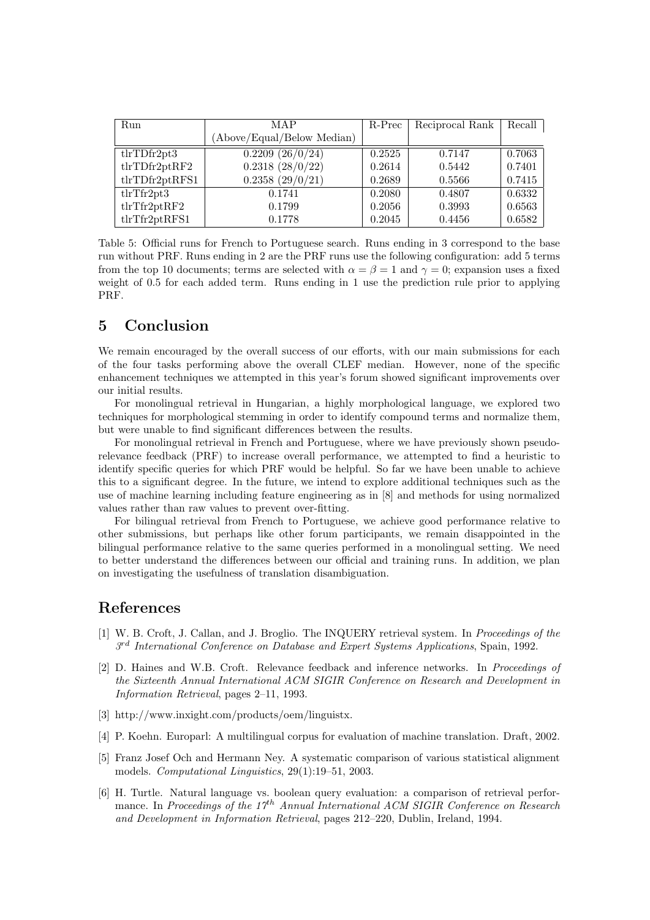| Run | MAP | R-Prec | Reciprocal Rank | Recall |
|---|---|---|---|---|
| | (Above/Equal/Below Median) | | | |
| tlrTDfr2pt3 | 0.2209 (26/0/24) | 0.2525 | 0.7147 | 0.7063 |
| tlrTDfr2ptRF2 | 0.2318 (28/0/22) | 0.2614 | 0.5442 | 0.7401 |
| tlrTDfr2ptRFS1 | 0.2358 (29/0/21) | 0.2689 | 0.5566 | 0.7415 |
| tlrTfr2pt3 | 0.1741 | 0.2080 | 0.4807 | 0.6332 |
| tlrTfr2ptRF2 | 0.1799 | 0.2056 | 0.3993 | 0.6563 |
| tlrTfr2ptRFS1 | 0.1778 | 0.2045 | 0.4456 | 0.6582 |

Table 5: Official runs for French to Portuguese search. Runs ending in 3 correspond to the base run without PRF. Runs ending in 2 are the PRF runs use the following configuration: add 5 terms from the top 10 documents; terms are selected with $\alpha = \beta = 1$ and $\gamma = 0$; expansion uses a fixed weight of 0.5 for each added term. Runs ending in 1 use the prediction rule prior to applying PRF.

## 5 Conclusion

We remain encouraged by the overall success of our efforts, with our main submissions for each of the four tasks performing above the overall CLEF median. However, none of the specific enhancement techniques we attempted in this year's forum showed significant improvements over our initial results.

For monolingual retrieval in Hungarian, a highly morphological language, we explored two techniques for morphological stemming in order to identify compound terms and normalize them, but were unable to find significant differences between the results.

For monolingual retrieval in French and Portuguese, where we have previously shown pseudo-relevance feedback (PRF) to increase overall performance, we attempted to find a heuristic to identify specific queries for which PRF would be helpful. So far we have been unable to achieve this to a significant degree. In the future, we intend to explore additional techniques such as the use of machine learning including feature engineering as in [8] and methods for using normalized values rather than raw values to prevent over-fitting.

For bilingual retrieval from French to Portuguese, we achieve good performance relative to other submissions, but perhaps like other forum participants, we remain disappointed in the bilingual performance relative to the same queries performed in a monolingual setting. We need to better understand the differences between our official and training runs. In addition, we plan on investigating the usefulness of translation disambiguation.

## References

[1] W. B. Croft, J. Callan, and J. Broglio. The INQUERY retrieval system. In *Proceedings of the 3rd International Conference on Database and Expert Systems Applications*, Spain, 1992.

[2] D. Haines and W.B. Croft. Relevance feedback and inference networks. In *Proceedings of the Sixteenth Annual International ACM SIGIR Conference on Research and Development in Information Retrieval*, pages 2–11, 1993.

[3] http://www.inxight.com/products/oem/linguistx.

[4] P. Koehn. Europarl: A multilingual corpus for evaluation of machine translation. Draft, 2002.

[5] Franz Josef Och and Hermann Ney. A systematic comparison of various statistical alignment models. *Computational Linguistics*, 29(1):19–51, 2003.

[6] H. Turtle. Natural language vs. boolean query evaluation: a comparison of retrieval performance. In *Proceedings of the 17th Annual International ACM SIGIR Conference on Research and Development in Information Retrieval*, pages 212–220, Dublin, Ireland, 1994.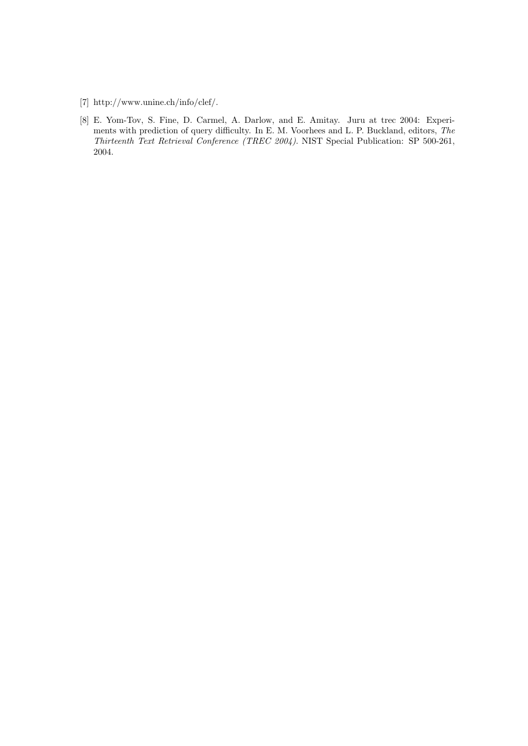[7] http://www.unine.ch/info/clef/.

[8] E. Yom-Tov, S. Fine, D. Carmel, A. Darlow, and E. Amitay. Juru at trec 2004: Experiments with prediction of query difficulty. In E. M. Voorhees and L. P. Buckland, editors, *The Thirteenth Text Retrieval Conference (TREC 2004)*. NIST Special Publication: SP 500-261, 2004.